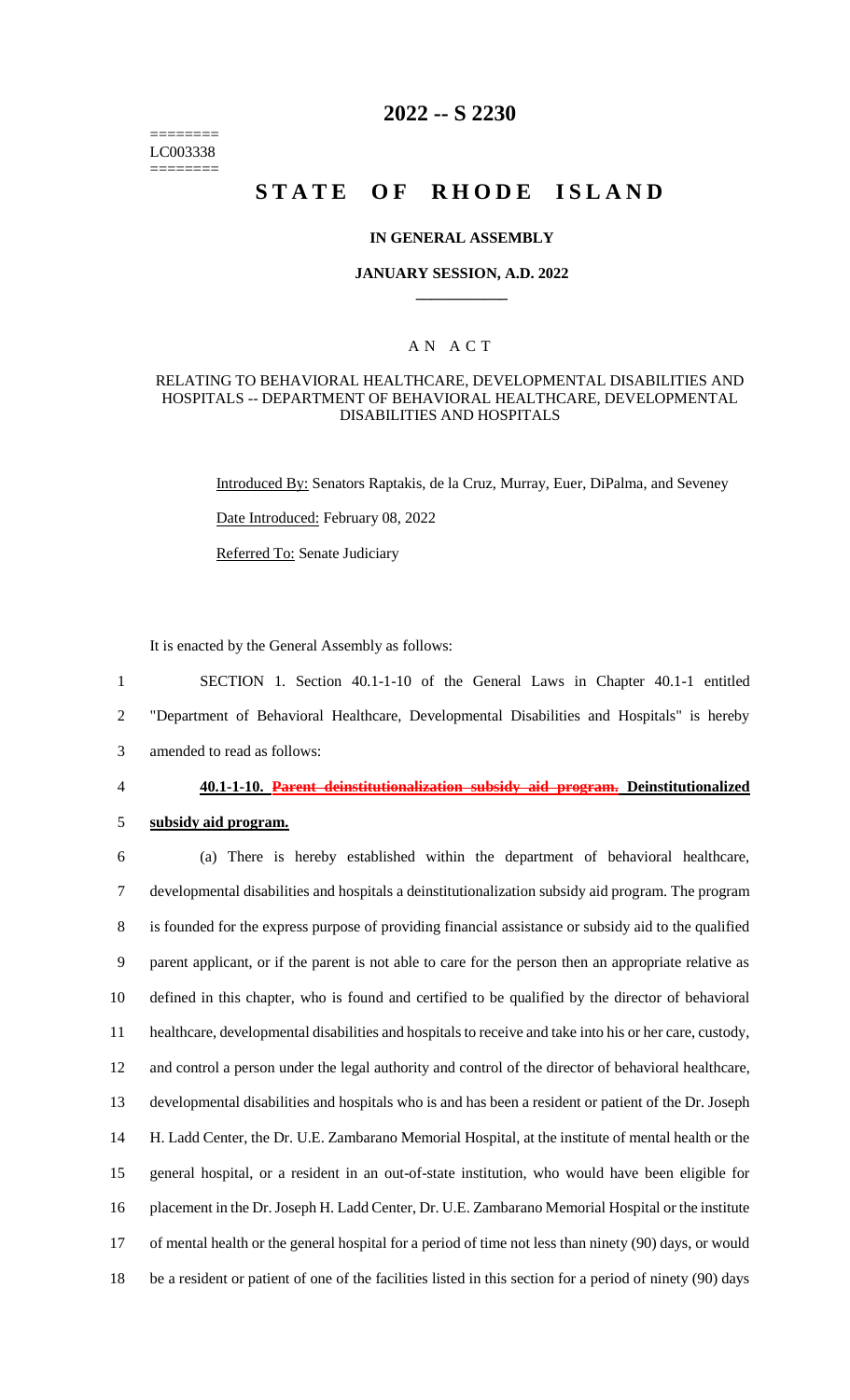========
LC003338
========

# 2022 -- S 2230

# STATE OF RHODE ISLAND

## IN GENERAL ASSEMBLY

### JANUARY SESSION, A.D. 2022

---

## A N A C T

### RELATING TO BEHAVIORAL HEALTHCARE, DEVELOPMENTAL DISABILITIES AND HOSPITALS -- DEPARTMENT OF BEHAVIORAL HEALTHCARE, DEVELOPMENTAL DISABILITIES AND HOSPITALS

Introduced By: Senators Raptakis, de la Cruz, Murray, Euer, DiPalma, and Seveney

Date Introduced: February 08, 2022

Referred To: Senate Judiciary

It is enacted by the General Assembly as follows:

1 SECTION 1. Section 40.1-1-10 of the General Laws in Chapter 40.1-1 entitled
2 "Department of Behavioral Healthcare, Developmental Disabilities and Hospitals" is hereby
3 amended to read as follows:

4 **40.1-1-10. ~~Parent deinstitutionalization subsidy aid program.~~ Deinstitutionalized**
5 **subsidy aid program.**

6 (a) There is hereby established within the department of behavioral healthcare,
7 developmental disabilities and hospitals a deinstitutionalization subsidy aid program. The program
8 is founded for the express purpose of providing financial assistance or subsidy aid to the qualified
9 parent applicant, or if the parent is not able to care for the person then an appropriate relative as
10 defined in this chapter, who is found and certified to be qualified by the director of behavioral
11 healthcare, developmental disabilities and hospitals to receive and take into his or her care, custody,
12 and control a person under the legal authority and control of the director of behavioral healthcare,
13 developmental disabilities and hospitals who is and has been a resident or patient of the Dr. Joseph
14 H. Ladd Center, the Dr. U.E. Zambarano Memorial Hospital, at the institute of mental health or the
15 general hospital, or a resident in an out-of-state institution, who would have been eligible for
16 placement in the Dr. Joseph H. Ladd Center, Dr. U.E. Zambarano Memorial Hospital or the institute
17 of mental health or the general hospital for a period of time not less than ninety (90) days, or would
18 be a resident or patient of one of the facilities listed in this section for a period of ninety (90) days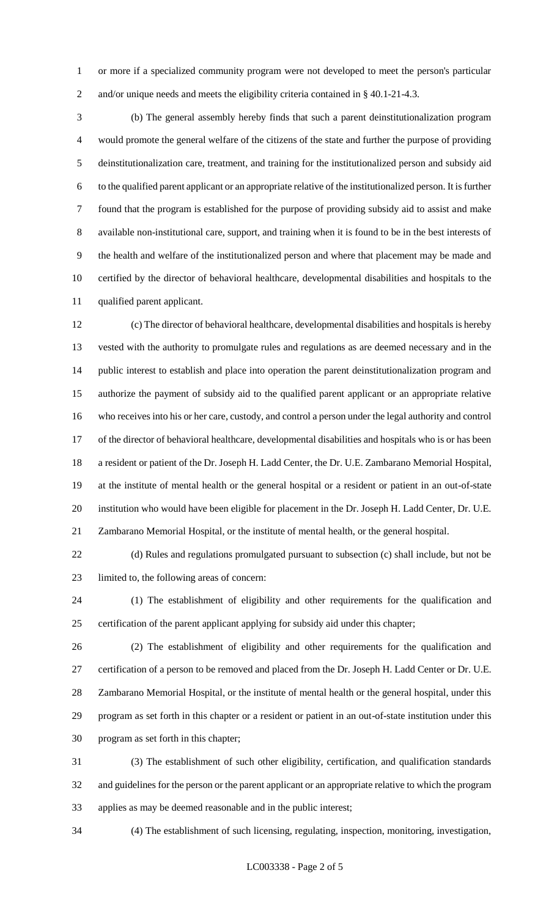or more if a specialized community program were not developed to meet the person's particular and/or unique needs and meets the eligibility criteria contained in § 40.1-21-4.3.

(b) The general assembly hereby finds that such a parent deinstitutionalization program would promote the general welfare of the citizens of the state and further the purpose of providing deinstitutionalization care, treatment, and training for the institutionalized person and subsidy aid to the qualified parent applicant or an appropriate relative of the institutionalized person. It is further found that the program is established for the purpose of providing subsidy aid to assist and make available non-institutional care, support, and training when it is found to be in the best interests of the health and welfare of the institutionalized person and where that placement may be made and certified by the director of behavioral healthcare, developmental disabilities and hospitals to the qualified parent applicant.

(c) The director of behavioral healthcare, developmental disabilities and hospitals is hereby vested with the authority to promulgate rules and regulations as are deemed necessary and in the public interest to establish and place into operation the parent deinstitutionalization program and authorize the payment of subsidy aid to the qualified parent applicant or an appropriate relative who receives into his or her care, custody, and control a person under the legal authority and control of the director of behavioral healthcare, developmental disabilities and hospitals who is or has been a resident or patient of the Dr. Joseph H. Ladd Center, the Dr. U.E. Zambarano Memorial Hospital, at the institute of mental health or the general hospital or a resident or patient in an out-of-state institution who would have been eligible for placement in the Dr. Joseph H. Ladd Center, Dr. U.E. Zambarano Memorial Hospital, or the institute of mental health, or the general hospital.

(d) Rules and regulations promulgated pursuant to subsection (c) shall include, but not be limited to, the following areas of concern:

(1) The establishment of eligibility and other requirements for the qualification and certification of the parent applicant applying for subsidy aid under this chapter;

(2) The establishment of eligibility and other requirements for the qualification and certification of a person to be removed and placed from the Dr. Joseph H. Ladd Center or Dr. U.E. Zambarano Memorial Hospital, or the institute of mental health or the general hospital, under this program as set forth in this chapter or a resident or patient in an out-of-state institution under this program as set forth in this chapter;

(3) The establishment of such other eligibility, certification, and qualification standards and guidelines for the person or the parent applicant or an appropriate relative to which the program applies as may be deemed reasonable and in the public interest;

(4) The establishment of such licensing, regulating, inspection, monitoring, investigation,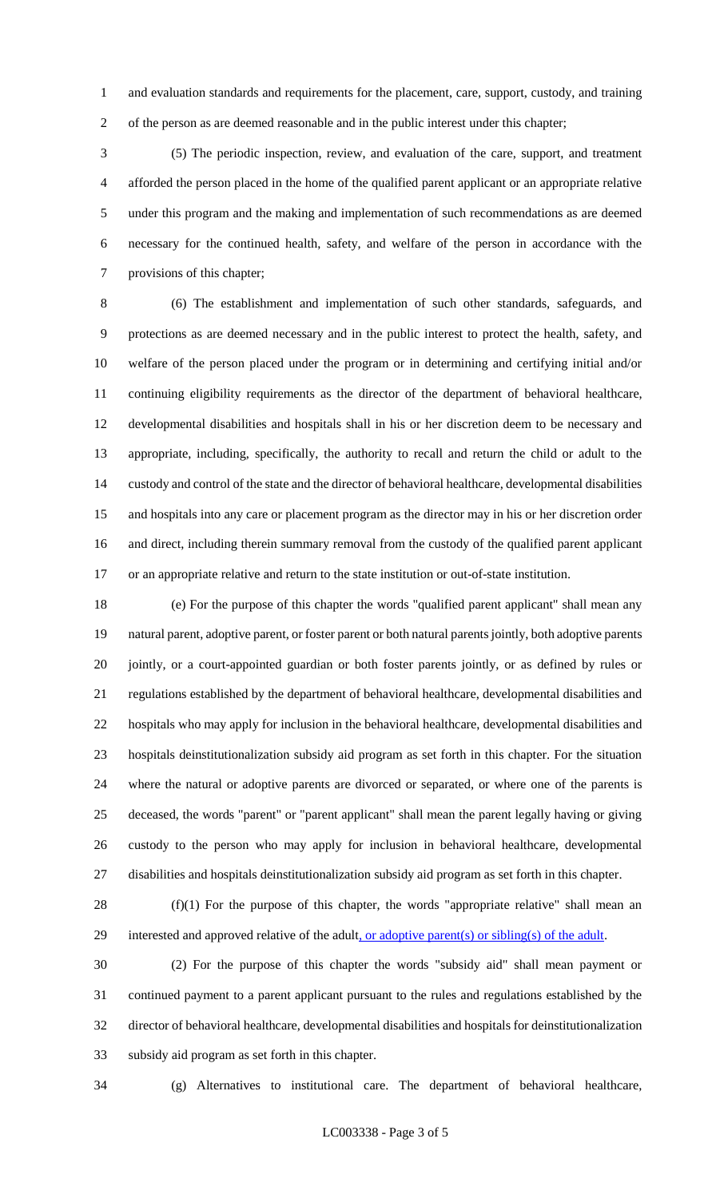and evaluation standards and requirements for the placement, care, support, custody, and training of the person as are deemed reasonable and in the public interest under this chapter;

(5) The periodic inspection, review, and evaluation of the care, support, and treatment afforded the person placed in the home of the qualified parent applicant or an appropriate relative under this program and the making and implementation of such recommendations as are deemed necessary for the continued health, safety, and welfare of the person in accordance with the provisions of this chapter;

(6) The establishment and implementation of such other standards, safeguards, and protections as are deemed necessary and in the public interest to protect the health, safety, and welfare of the person placed under the program or in determining and certifying initial and/or continuing eligibility requirements as the director of the department of behavioral healthcare, developmental disabilities and hospitals shall in his or her discretion deem to be necessary and appropriate, including, specifically, the authority to recall and return the child or adult to the custody and control of the state and the director of behavioral healthcare, developmental disabilities and hospitals into any care or placement program as the director may in his or her discretion order and direct, including therein summary removal from the custody of the qualified parent applicant or an appropriate relative and return to the state institution or out-of-state institution.

(e) For the purpose of this chapter the words "qualified parent applicant" shall mean any natural parent, adoptive parent, or foster parent or both natural parents jointly, both adoptive parents jointly, or a court-appointed guardian or both foster parents jointly, or as defined by rules or regulations established by the department of behavioral healthcare, developmental disabilities and hospitals who may apply for inclusion in the behavioral healthcare, developmental disabilities and hospitals deinstitutionalization subsidy aid program as set forth in this chapter. For the situation where the natural or adoptive parents are divorced or separated, or where one of the parents is deceased, the words "parent" or "parent applicant" shall mean the parent legally having or giving custody to the person who may apply for inclusion in behavioral healthcare, developmental disabilities and hospitals deinstitutionalization subsidy aid program as set forth in this chapter.

(f)(1) For the purpose of this chapter, the words "appropriate relative" shall mean an interested and approved relative of the adult, or adoptive parent(s) or sibling(s) of the adult.

(2) For the purpose of this chapter the words "subsidy aid" shall mean payment or continued payment to a parent applicant pursuant to the rules and regulations established by the director of behavioral healthcare, developmental disabilities and hospitals for deinstitutionalization subsidy aid program as set forth in this chapter.

(g) Alternatives to institutional care. The department of behavioral healthcare,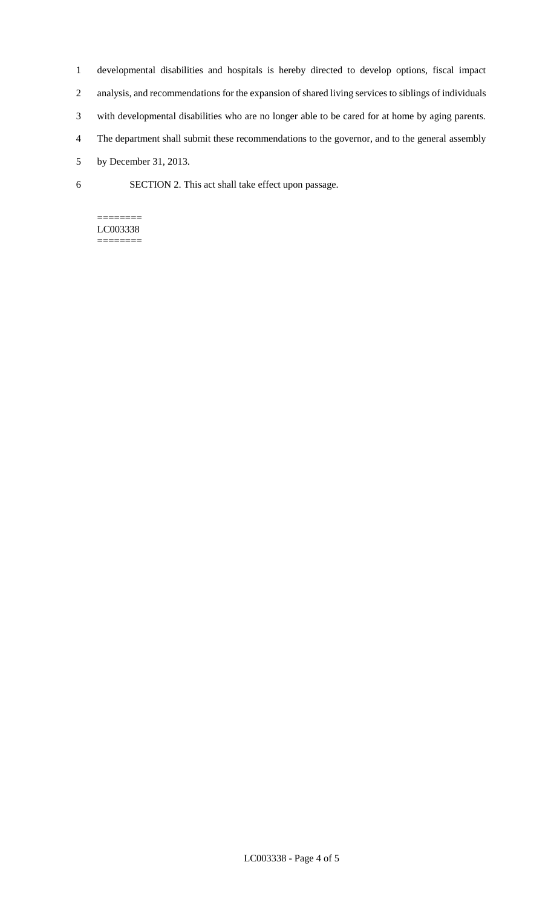developmental disabilities and hospitals is hereby directed to develop options, fiscal impact analysis, and recommendations for the expansion of shared living services to siblings of individuals with developmental disabilities who are no longer able to be cared for at home by aging parents. The department shall submit these recommendations to the governor, and to the general assembly by December 31, 2013.

SECTION 2. This act shall take effect upon passage.

========
LC003338
========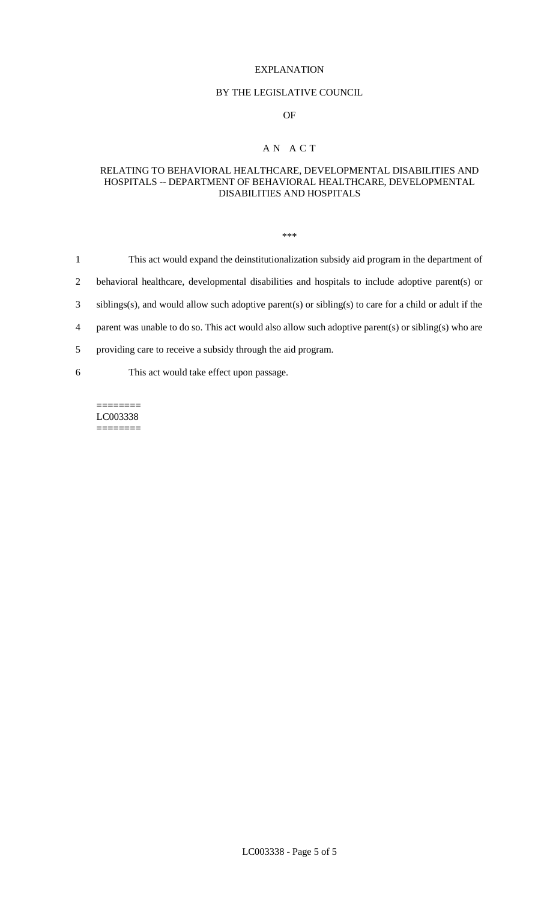EXPLANATION

BY THE LEGISLATIVE COUNCIL

OF

# A N A C T

RELATING TO BEHAVIORAL HEALTHCARE, DEVELOPMENTAL DISABILITIES AND HOSPITALS -- DEPARTMENT OF BEHAVIORAL HEALTHCARE, DEVELOPMENTAL DISABILITIES AND HOSPITALS

\*\*\*

1 This act would expand the deinstitutionalization subsidy aid program in the department of
2 behavioral healthcare, developmental disabilities and hospitals to include adoptive parent(s) or
3 siblings(s), and would allow such adoptive parent(s) or sibling(s) to care for a child or adult if the
4 parent was unable to do so. This act would also allow such adoptive parent(s) or sibling(s) who are
5 providing care to receive a subsidy through the aid program.
6 This act would take effect upon passage.

========
LC003338
========